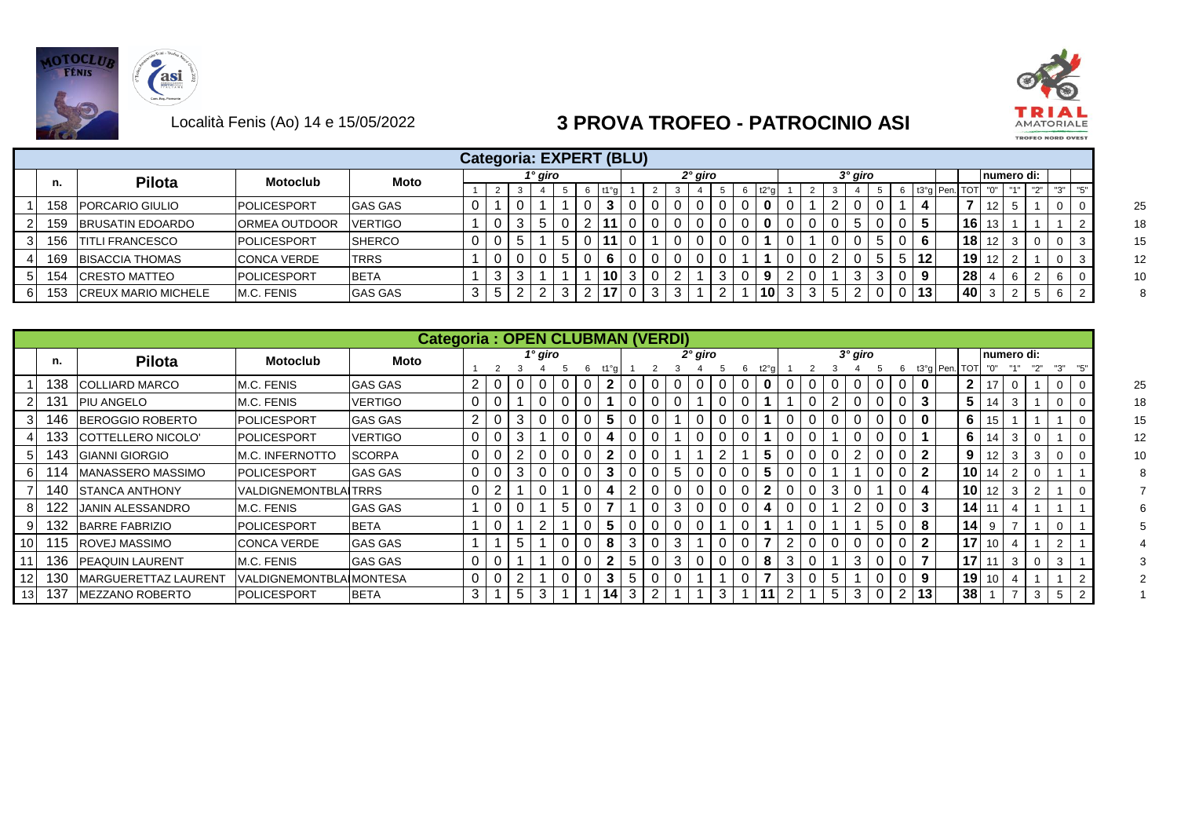Località Fenis (Ao) 14 e 15/05/2022

# 3 PROVA TROFEO - PATROCINIO ASI

## Categoria: EXPERT (BLU)

| | n. | Pilota | Motoclub | Moto | 1° giro 1 | 2 | 3 | 4 | 5 | 6 | t1°g | 2° giro 1 | 2 | 3 | 4 | 5 | 6 | t2°g | 3° giro 1 | 2 | 3 | 4 | 5 | 6 | t3°g | Pen. | TOT | numero di: "0" | "1" | "2" | "3" | "5" | |
|---|---|---|---|---|---|---|---|---|---|---|---|---|---|---|---|---|---|---|---|---|---|---|---|---|---|---|---|---|---|---|---|---|---|
| 1 | 158 | PORCARIO GIULIO | POLICESPORT | GAS GAS | 0 | 1 | 0 | 1 | 1 | 0 | 3 | 0 | 0 | 0 | 0 | 0 | 0 | 0 | 0 | 1 | 2 | 0 | 0 | 1 | 4 | | 7 | 12 | 5 | 1 | 0 | 0 | 25 |
| 2 | 159 | BRUSATIN EDOARDO | ORMEA OUTDOOR | VERTIGO | 1 | 0 | 3 | 5 | 0 | 2 | 11 | 0 | 0 | 0 | 0 | 0 | 0 | 0 | 0 | 0 | 0 | 5 | 0 | 0 | 5 | | 16 | 13 | 1 | 1 | 1 | 2 | 18 |
| 3 | 156 | TITLI FRANCESCO | POLICESPORT | SHERCO | 0 | 0 | 5 | 1 | 5 | 0 | 11 | 0 | 1 | 0 | 0 | 0 | 0 | 1 | 0 | 1 | 0 | 0 | 5 | 0 | 6 | | 18 | 12 | 3 | 0 | 0 | 3 | 15 |
| 4 | 169 | BISACCIA THOMAS | CONCA VERDE | TRRS | 1 | 0 | 0 | 0 | 5 | 0 | 6 | 0 | 0 | 0 | 0 | 0 | 1 | 1 | 0 | 0 | 2 | 0 | 5 | 5 | 12 | | 19 | 12 | 2 | 1 | 0 | 3 | 12 |
| 5 | 154 | CRESTO MATTEO | POLICESPORT | BETA | 1 | 3 | 3 | 1 | 1 | 1 | 10 | 3 | 0 | 2 | 1 | 3 | 0 | 9 | 2 | 0 | 1 | 3 | 3 | 0 | 9 | | 28 | 4 | 6 | 2 | 6 | 0 | 10 |
| 6 | 153 | CREUX MARIO MICHELE | M.C. FENIS | GAS GAS | 3 | 5 | 2 | 2 | 3 | 2 | 17 | 0 | 3 | 3 | 1 | 2 | 1 | 10 | 3 | 3 | 5 | 2 | 0 | 0 | 13 | | 40 | 3 | 2 | 5 | 6 | 2 | 8 |

## Categoria : OPEN CLUBMAN (VERDI)

| | n. | Pilota | Motoclub | Moto | 1° giro 1 | 2 | 3 | 4 | 5 | 6 | t1°g | 2° giro 1 | 2 | 3 | 4 | 5 | 6 | t2°g | 3° giro 1 | 2 | 3 | 4 | 5 | 6 | t3°g | Pen. | TOT | numero di: "0" | "1" | "2" | "3" | "5" | |
|---|---|---|---|---|---|---|---|---|---|---|---|---|---|---|---|---|---|---|---|---|---|---|---|---|---|---|---|---|---|---|---|---|---|
| 1 | 138 | COLLIARD MARCO | M.C. FENIS | GAS GAS | 2 | 0 | 0 | 0 | 0 | 0 | 2 | 0 | 0 | 0 | 0 | 0 | 0 | 0 | 0 | 0 | 0 | 0 | 0 | 0 | 0 | | 2 | 17 | 0 | 1 | 0 | 0 | 25 |
| 2 | 131 | PIU ANGELO | M.C. FENIS | VERTIGO | 0 | 0 | 1 | 0 | 0 | 0 | 1 | 0 | 0 | 0 | 1 | 0 | 0 | 1 | 1 | 0 | 2 | 0 | 0 | 0 | 3 | | 5 | 14 | 3 | 1 | 0 | 0 | 18 |
| 3 | 146 | BEROGGIO ROBERTO | POLICESPORT | GAS GAS | 2 | 0 | 3 | 0 | 0 | 0 | 5 | 0 | 0 | 1 | 0 | 0 | 0 | 1 | 0 | 0 | 0 | 0 | 0 | 0 | 0 | | 6 | 15 | 1 | 1 | 1 | 0 | 15 |
| 4 | 133 | COTTELLERO NICOLO' | POLICESPORT | VERTIGO | 0 | 0 | 3 | 1 | 0 | 0 | 4 | 0 | 0 | 1 | 0 | 0 | 0 | 1 | 0 | 0 | 1 | 0 | 0 | 0 | 1 | | 6 | 14 | 3 | 0 | 1 | 0 | 12 |
| 5 | 143 | GIANNI GIORGIO | M.C. INFERNOTTO | SCORPA | 0 | 0 | 2 | 0 | 0 | 0 | 2 | 0 | 0 | 1 | 1 | 2 | 1 | 5 | 0 | 0 | 0 | 2 | 0 | 0 | 2 | | 9 | 12 | 3 | 3 | 0 | 0 | 10 |
| 6 | 114 | MANASSERO MASSIMO | POLICESPORT | GAS GAS | 0 | 0 | 3 | 0 | 0 | 0 | 3 | 0 | 0 | 5 | 0 | 0 | 0 | 5 | 0 | 0 | 1 | 1 | 0 | 0 | 2 | | 10 | 14 | 2 | 0 | 1 | 1 | 8 |
| 7 | 140 | STANCA ANTHONY | VALDIGNEMONTBLAI | TRRS | 0 | 2 | 1 | 0 | 1 | 0 | 4 | 2 | 0 | 0 | 0 | 0 | 0 | 2 | 0 | 0 | 3 | 0 | 1 | 0 | 4 | | 10 | 12 | 3 | 2 | 1 | 0 | 7 |
| 8 | 122 | JANIN ALESSANDRO | M.C. FENIS | GAS GAS | 1 | 0 | 0 | 1 | 5 | 0 | 7 | 1 | 0 | 3 | 0 | 0 | 0 | 4 | 0 | 0 | 1 | 2 | 0 | 0 | 3 | | 14 | 11 | 4 | 1 | 1 | 1 | 6 |
| 9 | 132 | BARRE FABRIZIO | POLICESPORT | BETA | 1 | 0 | 1 | 2 | 1 | 0 | 5 | 0 | 0 | 0 | 0 | 1 | 0 | 1 | 1 | 0 | 1 | 1 | 5 | 0 | 8 | | 14 | 9 | 7 | 1 | 0 | 1 | 5 |
| 10 | 115 | ROVEJ MASSIMO | CONCA VERDE | GAS GAS | 1 | 1 | 5 | 1 | 0 | 0 | 8 | 3 | 0 | 3 | 1 | 0 | 0 | 7 | 2 | 0 | 0 | 0 | 0 | 0 | 2 | | 17 | 10 | 4 | 1 | 2 | 1 | 4 |
| 11 | 136 | PEAQUIN LAURENT | M.C. FENIS | GAS GAS | 0 | 0 | 1 | 1 | 0 | 0 | 2 | 5 | 0 | 3 | 0 | 0 | 0 | 8 | 3 | 0 | 1 | 3 | 0 | 0 | 7 | | 17 | 11 | 3 | 0 | 3 | 1 | 3 |
| 12 | 130 | MARGUERETTAZ LAURENT | VALDIGNEMONTBLAI | MONTESA | 0 | 0 | 2 | 1 | 0 | 0 | 3 | 5 | 0 | 0 | 1 | 1 | 0 | 7 | 3 | 0 | 5 | 1 | 0 | 0 | 9 | | 19 | 10 | 4 | 1 | 1 | 2 | 2 |
| 13 | 137 | MEZZANO ROBERTO | POLICESPORT | BETA | 3 | 1 | 5 | 3 | 1 | 1 | 14 | 3 | 2 | 1 | 1 | 3 | 1 | 11 | 2 | 1 | 5 | 3 | 0 | 2 | 13 | | 38 | 1 | 7 | 3 | 5 | 2 | 1 |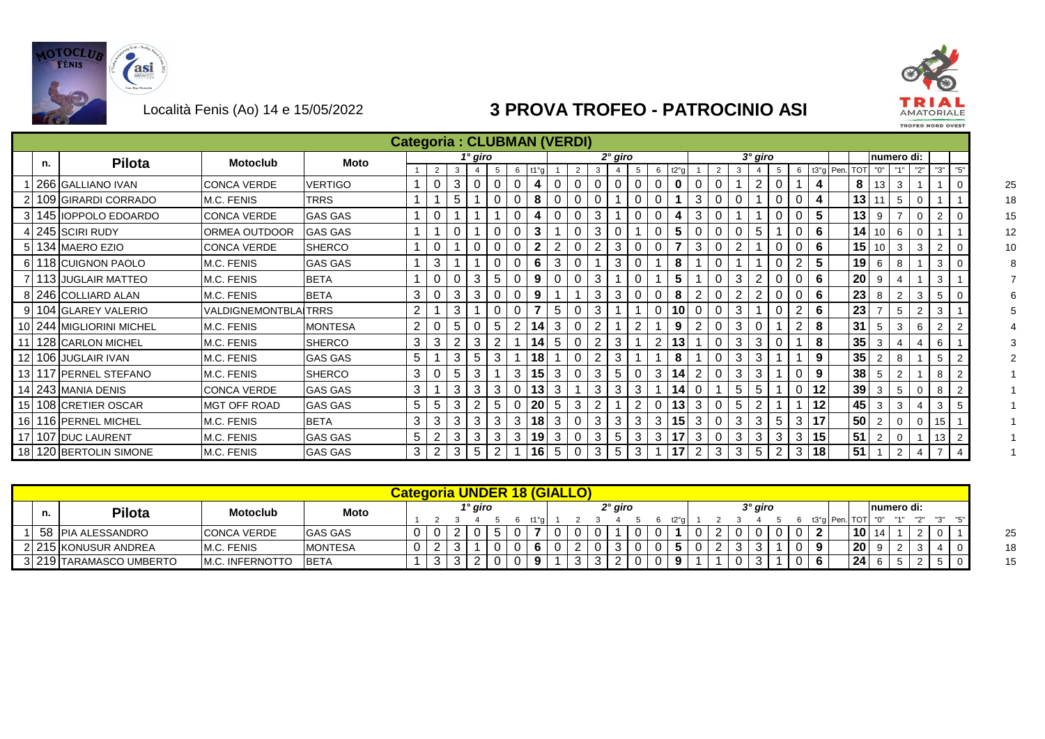Località Fenis (Ao) 14 e 15/05/2022

# 3 PROVA TROFEO - PATROCINIO ASI

## Categoria : CLUBMAN (VERDI)

| | n. | Pilota | Motoclub | Moto | 1° giro | | | | | | | 2° giro | | | | | | | 3° giro | | | | | | | | | numero di: | | | | | |
|---|---|---|---|---|---|---|---|---|---|---|---|---|---|---|---|---|---|---|---|---|---|---|---|---|---|---|---|---|---|---|---|---|---|
| | | | | | 1 | 2 | 3 | 4 | 5 | 6 | t1°g | 1 | 2 | 3 | 4 | 5 | 6 | t2°g | 1 | 2 | 3 | 4 | 5 | 6 | t3°g | Pen. | TOT | "0" | "1" | "2" | "3" | "5" | |
| 1 | 266 | GALLIANO IVAN | CONCA VERDE | VERTIGO | 1 | 0 | 3 | 0 | 0 | 0 | 4 | 0 | 0 | 0 | 0 | 0 | 0 | 0 | 0 | 0 | 1 | 2 | 0 | 1 | 4 | | 8 | 13 | 3 | 1 | 1 | 0 | 25 |
| 2 | 109 | GIRARDI CORRADO | M.C. FENIS | TRRS | 1 | 1 | 5 | 1 | 0 | 0 | 8 | 0 | 0 | 0 | 1 | 0 | 0 | 1 | 3 | 0 | 0 | 1 | 0 | 0 | 4 | | 13 | 11 | 5 | 0 | 1 | 1 | 18 |
| 3 | 145 | IOPPOLO EDOARDO | CONCA VERDE | GAS GAS | 1 | 0 | 1 | 1 | 1 | 0 | 4 | 0 | 0 | 3 | 1 | 0 | 0 | 4 | 3 | 0 | 1 | 1 | 0 | 0 | 5 | | 13 | 9 | 7 | 0 | 2 | 0 | 15 |
| 4 | 245 | SCIRI RUDY | ORMEA OUTDOOR | GAS GAS | 1 | 1 | 0 | 1 | 0 | 0 | 3 | 1 | 0 | 3 | 0 | 1 | 0 | 5 | 0 | 0 | 0 | 5 | 1 | 0 | 6 | | 14 | 10 | 6 | 0 | 1 | 1 | 12 |
| 5 | 134 | MAERO EZIO | CONCA VERDE | SHERCO | 1 | 0 | 1 | 0 | 0 | 0 | 2 | 2 | 0 | 2 | 3 | 0 | 0 | 7 | 3 | 0 | 2 | 1 | 0 | 0 | 6 | | 15 | 10 | 3 | 3 | 2 | 0 | 10 |
| 6 | 118 | CUIGNON PAOLO | M.C. FENIS | GAS GAS | 1 | 3 | 1 | 1 | 0 | 0 | 6 | 3 | 0 | 1 | 3 | 0 | 1 | 8 | 1 | 0 | 1 | 1 | 0 | 2 | 5 | | 19 | 6 | 8 | 1 | 3 | 0 | 8 |
| 7 | 113 | JUGLAIR MATTEO | M.C. FENIS | BETA | 1 | 0 | 0 | 3 | 5 | 0 | 9 | 0 | 0 | 3 | 1 | 0 | 1 | 5 | 1 | 0 | 3 | 2 | 0 | 0 | 6 | | 20 | 9 | 4 | 1 | 3 | 1 | 7 |
| 8 | 246 | COLLIARD ALAN | M.C. FENIS | BETA | 3 | 0 | 3 | 3 | 0 | 0 | 9 | 1 | 1 | 3 | 3 | 0 | 0 | 8 | 2 | 0 | 2 | 2 | 0 | 0 | 6 | | 23 | 8 | 2 | 3 | 5 | 0 | 6 |
| 9 | 104 | GLAREY VALERIO | VALDIGNEMONTBLA | TRRS | 2 | 1 | 3 | 1 | 0 | 0 | 7 | 5 | 0 | 3 | 1 | 1 | 0 | 10 | 0 | 0 | 3 | 1 | 0 | 2 | 6 | | 23 | 7 | 5 | 2 | 3 | 1 | 5 |
| 10 | 244 | MIGLIORINI MICHEL | M.C. FENIS | MONTESA | 2 | 0 | 5 | 0 | 5 | 2 | 14 | 3 | 0 | 2 | 1 | 2 | 1 | 9 | 2 | 0 | 3 | 0 | 1 | 2 | 8 | | 31 | 5 | 3 | 6 | 2 | 2 | 4 |
| 11 | 128 | CARLON MICHEL | M.C. FENIS | SHERCO | 3 | 3 | 2 | 3 | 2 | 1 | 14 | 5 | 0 | 2 | 3 | 1 | 2 | 13 | 1 | 0 | 3 | 3 | 0 | 1 | 8 | | 35 | 3 | 4 | 4 | 6 | 1 | 3 |
| 12 | 106 | JUGLAIR IVAN | M.C. FENIS | GAS GAS | 5 | 1 | 3 | 5 | 3 | 1 | 18 | 1 | 0 | 2 | 3 | 1 | 1 | 8 | 1 | 0 | 3 | 3 | 1 | 1 | 9 | | 35 | 2 | 8 | 1 | 5 | 2 | 2 |
| 13 | 117 | PERNEL STEFANO | M.C. FENIS | SHERCO | 3 | 0 | 5 | 3 | 1 | 3 | 15 | 3 | 0 | 3 | 5 | 0 | 3 | 14 | 2 | 0 | 3 | 3 | 1 | 0 | 9 | | 38 | 5 | 2 | 1 | 8 | 2 | 1 |
| 14 | 243 | MANIA DENIS | CONCA VERDE | GAS GAS | 3 | 1 | 3 | 3 | 3 | 0 | 13 | 3 | 1 | 3 | 3 | 3 | 1 | 14 | 0 | 1 | 5 | 5 | 1 | 0 | 12 | | 39 | 3 | 5 | 0 | 8 | 2 | 1 |
| 15 | 108 | CRETIER OSCAR | MGT OFF ROAD | GAS GAS | 5 | 5 | 3 | 2 | 5 | 0 | 20 | 5 | 3 | 2 | 1 | 2 | 0 | 13 | 3 | 0 | 5 | 2 | 1 | 1 | 12 | | 45 | 3 | 3 | 4 | 3 | 5 | 1 |
| 16 | 116 | PERNEL MICHEL | M.C. FENIS | BETA | 3 | 3 | 3 | 3 | 3 | 3 | 18 | 3 | 0 | 3 | 3 | 3 | 3 | 15 | 3 | 0 | 3 | 3 | 5 | 3 | 17 | | 50 | 2 | 0 | 0 | 15 | 1 | 1 |
| 17 | 107 | DUC LAURENT | M.C. FENIS | GAS GAS | 5 | 2 | 3 | 3 | 3 | 3 | 19 | 3 | 0 | 3 | 5 | 3 | 3 | 17 | 3 | 0 | 3 | 3 | 3 | 3 | 15 | | 51 | 2 | 0 | 1 | 13 | 2 | 1 |
| 18 | 120 | BERTOLIN SIMONE | M.C. FENIS | GAS GAS | 3 | 2 | 3 | 5 | 2 | 1 | 16 | 5 | 0 | 3 | 5 | 3 | 1 | 17 | 2 | 3 | 3 | 5 | 2 | 3 | 18 | | 51 | 1 | 2 | 4 | 7 | 4 | 1 |

## Categoria UNDER 18 (GIALLO)

| | n. | Pilota | Motoclub | Moto | 1° giro | | | | | | | 2° giro | | | | | | | 3° giro | | | | | | | | | numero di: | | | | | |
|---|---|---|---|---|---|---|---|---|---|---|---|---|---|---|---|---|---|---|---|---|---|---|---|---|---|---|---|---|---|---|---|---|---|
| | | | | | 1 | 2 | 3 | 4 | 5 | 6 | t1°g | 1 | 2 | 3 | 4 | 5 | 6 | t2°g | 1 | 2 | 3 | 4 | 5 | 6 | t3°g | Pen. | TOT | "0" | "1" | "2" | "3" | "5" | |
| 1 | 58 | PIA ALESSANDRO | CONCA VERDE | GAS GAS | 0 | 0 | 2 | 0 | 5 | 0 | 7 | 0 | 0 | 0 | 1 | 0 | 0 | 1 | 0 | 2 | 0 | 0 | 0 | 0 | 2 | | 10 | 14 | 1 | 2 | 0 | 1 | 25 |
| 2 | 215 | KONUSUR ANDREA | M.C. FENIS | MONTESA | 0 | 2 | 3 | 1 | 0 | 0 | 6 | 0 | 2 | 0 | 3 | 0 | 0 | 5 | 0 | 2 | 3 | 3 | 1 | 0 | 9 | | 20 | 9 | 2 | 3 | 4 | 0 | 18 |
| 3 | 219 | TARAMASCO UMBERTO | M.C. INFERNOTTO | BETA | 1 | 3 | 3 | 2 | 0 | 0 | 9 | 1 | 3 | 3 | 2 | 0 | 0 | 9 | 1 | 1 | 0 | 3 | 1 | 0 | 6 | | 24 | 6 | 5 | 2 | 5 | 0 | 15 |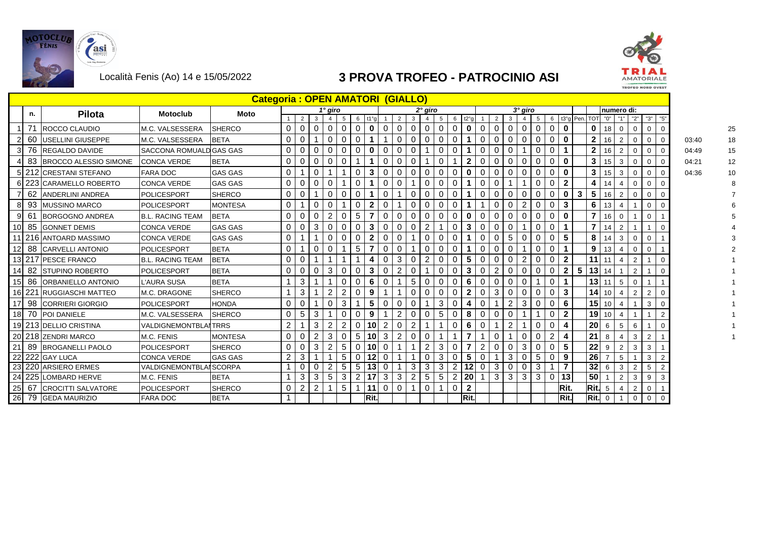Località Fenis (Ao) 14 e 15/05/2022

# 3 PROVA TROFEO - PATROCINIO ASI

## Categoria : OPEN AMATORI (GIALLO)

| | n. | Pilota | Motoclub | Moto | 1° giro | | | | | | | 2° giro | | | | | | | 3° giro | | | | | | | | | numero di: | | | | | | |
|---|---|---|---|---|---|---|---|---|---|---|---|---|---|---|---|---|---|---|---|---|---|---|---|---|---|---|---|---|---|---|---|---|---|---|
| | | | | | 1 | 2 | 3 | 4 | 5 | 6 | t1°g | 1 | 2 | 3 | 4 | 5 | 6 | t2°g | 1 | 2 | 3 | 4 | 5 | 6 | t3°g | Pen. | TOT | "0" | "1" | "2" | "3" | "5" | | |
| 1 | 71 | ROCCO CLAUDIO | M.C. VALSESSERA | SHERCO | 0 | 0 | 0 | 0 | 0 | 0 | **0** | 0 | 0 | 0 | 0 | 0 | 0 | **0** | 0 | 0 | 0 | 0 | 0 | 0 | **0** | | **0** | 18 | 0 | 0 | 0 | 0 | | 25 |
| 2 | 60 | USELLINI GIUSEPPE | M.C. VALSESSERA | BETA | 0 | 0 | 1 | 0 | 0 | 0 | **1** | 1 | 0 | 0 | 0 | 0 | 0 | **1** | 0 | 0 | 0 | 0 | 0 | 0 | **0** | | **2** | 16 | 2 | 0 | 0 | 0 | 03:40 | 18 |
| 3 | 76 | REGALDO DAVIDE | SACCONA ROMUALD | GAS GAS | 0 | 0 | 0 | 0 | 0 | 0 | **0** | 0 | 0 | 0 | 1 | 0 | 0 | **1** | 0 | 0 | 0 | 1 | 0 | 0 | **1** | | **2** | 16 | 2 | 0 | 0 | 0 | 04:49 | 15 |
| 4 | 83 | BROCCO ALESSIO SIMONE | CONCA VERDE | BETA | 0 | 0 | 0 | 0 | 0 | 1 | **1** | 0 | 0 | 0 | 1 | 0 | 1 | **2** | 0 | 0 | 0 | 0 | 0 | 0 | **0** | | **3** | 15 | 3 | 0 | 0 | 0 | 04:21 | 12 |
| 5 | 212 | CRESTANI STEFANO | FARA DOC | GAS GAS | 0 | 1 | 0 | 1 | 1 | 0 | **3** | 0 | 0 | 0 | 0 | 0 | 0 | **0** | 0 | 0 | 0 | 0 | 0 | 0 | **0** | | **3** | 15 | 3 | 0 | 0 | 0 | 04:36 | 10 |
| 6 | 223 | CARAMELLO ROBERTO | CONCA VERDE | GAS GAS | 0 | 0 | 0 | 0 | 1 | 0 | **1** | 0 | 0 | 1 | 0 | 0 | 0 | **1** | 0 | 0 | 1 | 1 | 0 | 0 | **2** | | **4** | 14 | 4 | 0 | 0 | 0 | | 8 |
| 7 | 62 | ANDERLINI ANDREA | POLICESPORT | SHERCO | 0 | 0 | 1 | 0 | 0 | 0 | **1** | 0 | 1 | 0 | 0 | 0 | 0 | **1** | 0 | 0 | 0 | 0 | 0 | 0 | **0** | **3** | **5** | 16 | 2 | 0 | 0 | 0 | | 7 |
| 8 | 93 | MUSSINO MARCO | POLICESPORT | MONTESA | 0 | 1 | 0 | 0 | 1 | 0 | **2** | 0 | 1 | 0 | 0 | 0 | 0 | **1** | 1 | 0 | 0 | 2 | 0 | 0 | **3** | | **6** | 13 | 4 | 1 | 0 | 0 | | 6 |
| 9 | 61 | BORGOGNO ANDREA | B.L. RACING TEAM | BETA | 0 | 0 | 0 | 2 | 0 | 5 | **7** | 0 | 0 | 0 | 0 | 0 | 0 | **0** | 0 | 0 | 0 | 0 | 0 | 0 | **0** | | **7** | 16 | 0 | 1 | 0 | 1 | | 5 |
| 10 | 85 | GONNET DEMIS | CONCA VERDE | GAS GAS | 0 | 0 | 3 | 0 | 0 | 0 | **3** | 0 | 0 | 0 | 2 | 1 | 0 | **3** | 0 | 0 | 0 | 1 | 0 | 0 | **1** | | **7** | 14 | 2 | 1 | 1 | 0 | | 4 |
| 11 | 216 | ANTOARD MASSIMO | CONCA VERDE | GAS GAS | 0 | 1 | 1 | 0 | 0 | 0 | **2** | 0 | 0 | 1 | 0 | 0 | 0 | **1** | 0 | 0 | 5 | 0 | 0 | 0 | **5** | | **8** | 14 | 3 | 0 | 0 | 1 | | 3 |
| 12 | 88 | CARVELLI ANTONIO | POLICESPORT | BETA | 0 | 1 | 0 | 0 | 1 | 5 | **7** | 0 | 0 | 1 | 0 | 0 | 0 | **1** | 0 | 0 | 0 | 1 | 0 | 0 | **1** | | **9** | 13 | 4 | 0 | 0 | 1 | | 2 |
| 13 | 217 | PESCE FRANCO | B.L. RACING TEAM | BETA | 0 | 0 | 1 | 1 | 1 | 1 | **4** | 0 | 3 | 0 | 2 | 0 | 0 | **5** | 0 | 0 | 0 | 2 | 0 | 0 | **2** | | **11** | 11 | 4 | 2 | 1 | 0 | | 1 |
| 14 | 82 | STUPINO ROBERTO | POLICESPORT | BETA | 0 | 0 | 0 | 3 | 0 | 0 | **3** | 0 | 2 | 0 | 1 | 0 | 0 | **3** | 0 | 2 | 0 | 0 | 0 | 0 | **2** | **5** | **13** | 14 | 1 | 2 | 1 | 0 | | 1 |
| 15 | 86 | ORBANIELLO ANTONIO | L'AURA SUSA | BETA | 1 | 3 | 1 | 1 | 0 | 0 | **6** | 0 | 1 | 5 | 0 | 0 | 0 | **6** | 0 | 0 | 0 | 0 | 1 | 0 | **1** | | **13** | 11 | 5 | 0 | 1 | 1 | | 1 |
| 16 | 221 | RUGGIASCHI MATTEO | M.C. DRAGONE | SHERCO | 1 | 3 | 1 | 2 | 2 | 0 | **9** | 1 | 1 | 0 | 0 | 0 | 0 | **2** | 0 | 3 | 0 | 0 | 0 | 0 | **3** | | **14** | 10 | 4 | 2 | 2 | 0 | | 1 |
| 17 | 98 | CORRIERI GIORGIO | POLICESPORT | HONDA | 0 | 0 | 1 | 0 | 3 | 1 | **5** | 0 | 0 | 0 | 1 | 3 | 0 | **4** | 0 | 1 | 2 | 3 | 0 | 0 | **6** | | **15** | 10 | 4 | 1 | 3 | 0 | | 1 |
| 18 | 70 | POI DANIELE | M.C. VALSESSERA | SHERCO | 0 | 5 | 3 | 1 | 0 | 0 | **9** | 1 | 2 | 0 | 0 | 5 | 0 | **8** | 0 | 0 | 0 | 1 | 1 | 0 | **2** | | **19** | 10 | 4 | 1 | 1 | 2 | | 1 |
| 19 | 213 | DELLIO CRISTINA | VALDIGNEMONTBLAN | TRRS | 2 | 1 | 3 | 2 | 2 | 0 | **10** | 2 | 0 | 2 | 1 | 1 | 0 | **6** | 0 | 1 | 2 | 1 | 0 | 0 | **4** | | **20** | 6 | 5 | 6 | 1 | 0 | | 1 |
| 20 | 218 | ZENDRI MARCO | M.C. FENIS | MONTESA | 0 | 0 | 2 | 3 | 0 | 5 | **10** | 3 | 2 | 0 | 0 | 1 | 1 | **7** | 1 | 0 | 1 | 0 | 0 | 2 | **4** | | **21** | 8 | 4 | 3 | 2 | 1 | | 1 |
| 21 | 89 | BROGANELLI PAOLO | POLICESPORT | SHERCO | 0 | 0 | 3 | 2 | 5 | 0 | **10** | 0 | 1 | 1 | 2 | 3 | 0 | **7** | 2 | 0 | 0 | 3 | 0 | 0 | **5** | | **22** | 9 | 2 | 3 | 3 | 1 | | |
| 22 | 222 | GAY LUCA | CONCA VERDE | GAS GAS | 2 | 3 | 1 | 1 | 5 | 0 | **12** | 0 | 1 | 1 | 0 | 3 | 0 | **5** | 0 | 1 | 3 | 0 | 5 | 0 | **9** | | **26** | 7 | 5 | 1 | 3 | 2 | | |
| 23 | 220 | ARSIERO ERMES | VALDIGNEMONTBLAN | SCORPA | 1 | 0 | 0 | 2 | 5 | 5 | **13** | 0 | 1 | 3 | 3 | 3 | 2 | **12** | 0 | 3 | 0 | 0 | 3 | 1 | **7** | | **32** | 6 | 3 | 2 | 5 | 2 | | |
| 24 | 225 | LOMBARD HERVE | M.C. FENIS | BETA | 1 | 3 | 3 | 5 | 3 | 2 | **17** | 3 | 3 | 2 | 5 | 5 | 2 | **20** | 1 | 3 | 3 | 3 | 3 | 0 | **13** | | **50** | 1 | 2 | 3 | 9 | 3 | | |
| 25 | 67 | CROCITTI SALVATORE | POLICESPORT | SHERCO | 0 | 2 | 2 | 1 | 5 | 1 | **11** | 0 | 0 | 1 | 0 | 1 | 0 | **2** | | | | | | | **Rit.** | | **Rit.** | 5 | 4 | 2 | 0 | 1 | | |
| 26 | 79 | GEDA MAURIZIO | FARA DOC | BETA | 1 | | | | | | **Rit.** | | | | | | | **Rit.** | | | | | | | **Rit.** | | **Rit.** | 0 | 1 | 0 | 0 | 0 | | |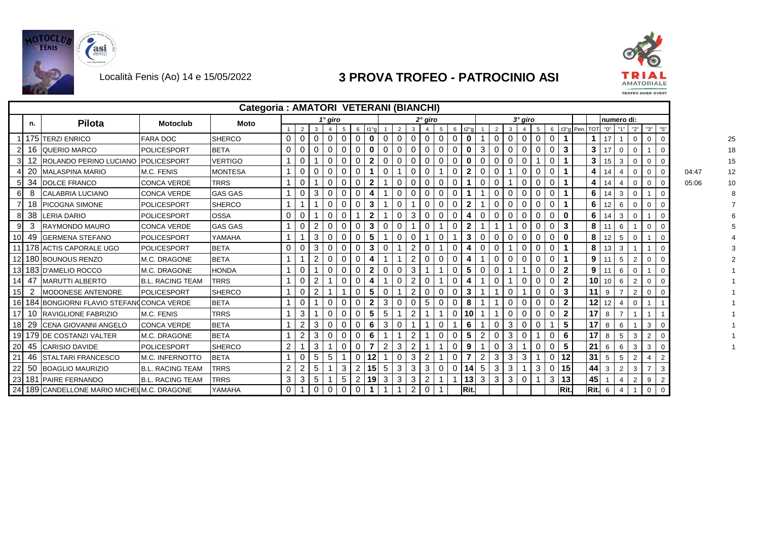Località Fenis (Ao) 14 e 15/05/2022

# 3 PROVA TROFEO - PATROCINIO ASI

## Categoria : AMATORI VETERANI (BIANCHI)

| | n. | Pilota | Motoclub | Moto | 1° giro | | | | | | | 2° giro | | | | | | | 3° giro | | | | | | | | | numero di: | | | | | | |
|---|---|---|---|---|---|---|---|---|---|---|---|---|---|---|---|---|---|---|---|---|---|---|---|---|---|---|---|---|---|---|---|---|---|---|
| | | | | | 1 | 2 | 3 | 4 | 5 | 6 | t1°g | 1 | 2 | 3 | 4 | 5 | 6 | t2°g | 1 | 2 | 3 | 4 | 5 | 6 | t3°g | Pen. | TOT | "0" | "1" | "2" | "3" | "5" | | |
| 1 | 175 | TERZI ENRICO | FARA DOC | SHERCO | 0 | 0 | 0 | 0 | 0 | 0 | **0** | 0 | 0 | 0 | 0 | 0 | 0 | **0** | 1 | 0 | 0 | 0 | 0 | 0 | **1** | | **1** | 17 | 1 | 0 | 0 | 0 | | 25 |
| 2 | 16 | QUERIO MARCO | POLICESPORT | BETA | 0 | 0 | 0 | 0 | 0 | 0 | **0** | 0 | 0 | 0 | 0 | 0 | 0 | **0** | 3 | 0 | 0 | 0 | 0 | 0 | **3** | | **3** | 17 | 0 | 0 | 1 | 0 | | 18 |
| 3 | 12 | ROLANDO PERINO LUCIANO | POLICESPORT | VERTIGO | 1 | 0 | 1 | 0 | 0 | 0 | **2** | 0 | 0 | 0 | 0 | 0 | 0 | **0** | 0 | 0 | 0 | 0 | 1 | 0 | **1** | | **3** | 15 | 3 | 0 | 0 | 0 | | 15 |
| 4 | 20 | MALASPINA MARIO | M.C. FENIS | MONTESA | 1 | 0 | 0 | 0 | 0 | 0 | **1** | 0 | 1 | 0 | 0 | 1 | 0 | **2** | 0 | 0 | 1 | 0 | 0 | 0 | **1** | | **4** | 14 | 4 | 0 | 0 | 0 | 04:47 | 12 |
| 5 | 34 | DOLCE FRANCO | CONCA VERDE | TRRS | 1 | 0 | 1 | 0 | 0 | 0 | **2** | 1 | 0 | 0 | 0 | 0 | 0 | **1** | 0 | 0 | 1 | 0 | 0 | 0 | **1** | | **4** | 14 | 4 | 0 | 0 | 0 | 05:06 | 10 |
| 6 | 8 | CALABRIA LUCIANO | CONCA VERDE | GAS GAS | 1 | 0 | 3 | 0 | 0 | 0 | **4** | 1 | 0 | 0 | 0 | 0 | 0 | **1** | 1 | 0 | 0 | 0 | 0 | 0 | **1** | | **6** | 14 | 3 | 0 | 1 | 0 | | 8 |
| 7 | 18 | PICOGNA SIMONE | POLICESPORT | SHERCO | 1 | 1 | 1 | 0 | 0 | 0 | **3** | 1 | 0 | 1 | 0 | 0 | 0 | **2** | 1 | 0 | 0 | 0 | 0 | 0 | **1** | | **6** | 12 | 6 | 0 | 0 | 0 | | 7 |
| 8 | 38 | LERIA DARIO | POLICESPORT | OSSA | 0 | 0 | 1 | 0 | 0 | 1 | **2** | 1 | 0 | 3 | 0 | 0 | 0 | **4** | 0 | 0 | 0 | 0 | 0 | 0 | **0** | | **6** | 14 | 3 | 0 | 1 | 0 | | 6 |
| 9 | 3 | RAYMONDO MAURO | CONCA VERDE | GAS GAS | 1 | 0 | 2 | 0 | 0 | 0 | **3** | 0 | 0 | 1 | 0 | 1 | 0 | **2** | 1 | 1 | 1 | 0 | 0 | 0 | **3** | | **8** | 11 | 6 | 1 | 0 | 0 | | 5 |
| 10 | 49 | GERMENA STEFANO | POLICESPORT | YAMAHA | 1 | 1 | 3 | 0 | 0 | 0 | **5** | 1 | 0 | 0 | 1 | 0 | 1 | **3** | 0 | 0 | 0 | 0 | 0 | 0 | **0** | | **8** | 12 | 5 | 0 | 1 | 0 | | 4 |
| 11 | 178 | ACTIS CAPORALE UGO | POLICESPORT | BETA | 0 | 0 | 3 | 0 | 0 | 0 | **3** | 0 | 1 | 2 | 0 | 1 | 0 | **4** | 0 | 0 | 1 | 0 | 0 | 0 | **1** | | **8** | 13 | 3 | 1 | 1 | 0 | | 3 |
| 12 | 180 | BOUNOUS RENZO | M.C. DRAGONE | BETA | 1 | 1 | 2 | 0 | 0 | 0 | **4** | 1 | 1 | 2 | 0 | 0 | 0 | **4** | 1 | 0 | 0 | 0 | 0 | 0 | **1** | | **9** | 11 | 5 | 2 | 0 | 0 | | 2 |
| 13 | 183 | D'AMELIO ROCCO | M.C. DRAGONE | HONDA | 1 | 0 | 1 | 0 | 0 | 0 | **2** | 0 | 0 | 3 | 1 | 1 | 0 | **5** | 0 | 0 | 1 | 1 | 0 | 0 | **2** | | **9** | 11 | 6 | 0 | 1 | 0 | | 1 |
| 14 | 47 | MARUTTI ALBERTO | B.L. RACING TEAM | TRRS | 1 | 0 | 2 | 1 | 0 | 0 | **4** | 1 | 0 | 2 | 0 | 1 | 0 | **4** | 1 | 0 | 1 | 0 | 0 | 0 | **2** | | **10** | 10 | 6 | 2 | 0 | 0 | | 1 |
| 15 | 2 | MODONESE ANTENORE | POLICESPORT | SHERCO | 1 | 0 | 2 | 1 | 1 | 0 | **5** | 0 | 1 | 2 | 0 | 0 | 0 | **3** | 1 | 1 | 0 | 1 | 0 | 0 | **3** | | **11** | 9 | 7 | 2 | 0 | 0 | | 1 |
| 16 | 184 | BONGIORNI FLAVIO STEFANO | CONCA VERDE | BETA | 1 | 0 | 1 | 0 | 0 | 0 | **2** | 3 | 0 | 0 | 5 | 0 | 0 | **8** | 1 | 1 | 0 | 0 | 0 | 0 | **2** | | **12** | 12 | 4 | 0 | 1 | 1 | | 1 |
| 17 | 10 | RAVIGLIONE FABRIZIO | M.C. FENIS | TRRS | 1 | 3 | 1 | 0 | 0 | 0 | **5** | 5 | 1 | 2 | 1 | 1 | 0 | **10** | 1 | 1 | 0 | 0 | 0 | 0 | **2** | | **17** | 8 | 7 | 1 | 1 | 1 | | 1 |
| 18 | 29 | CENA GIOVANNI ANGELO | CONCA VERDE | BETA | 1 | 2 | 3 | 0 | 0 | 0 | **6** | 3 | 0 | 1 | 1 | 0 | 1 | **6** | 1 | 0 | 3 | 0 | 0 | 1 | **5** | | **17** | 8 | 6 | 1 | 3 | 0 | | 1 |
| 19 | 179 | DE COSTANZI VALTER | M.C. DRAGONE | BETA | 1 | 2 | 3 | 0 | 0 | 0 | **6** | 1 | 1 | 2 | 1 | 0 | 0 | **5** | 2 | 0 | 3 | 0 | 1 | 0 | **6** | | **17** | 8 | 5 | 3 | 2 | 0 | | 1 |
| 20 | 45 | CARISIO DAVIDE | POLICESPORT | SHERCO | 2 | 1 | 3 | 1 | 0 | 0 | **7** | 2 | 3 | 2 | 1 | 1 | 0 | **9** | 1 | 0 | 3 | 1 | 0 | 0 | **5** | | **21** | 6 | 6 | 3 | 3 | 0 | | 1 |
| 21 | 46 | STALTARI FRANCESCO | M.C. INFERNOTTO | BETA | 1 | 0 | 5 | 5 | 1 | 0 | **12** | 1 | 0 | 3 | 2 | 1 | 0 | **7** | 2 | 3 | 3 | 3 | 1 | 0 | **12** | | **31** | 5 | 5 | 2 | 4 | 2 | | |
| 22 | 50 | BOAGLIO MAURIZIO | B.L. RACING TEAM | TRRS | 2 | 2 | 5 | 1 | 3 | 2 | **15** | 5 | 3 | 3 | 3 | 0 | 0 | **14** | 5 | 3 | 3 | 1 | 3 | 0 | **15** | | **44** | 3 | 2 | 3 | 7 | 3 | | |
| 23 | 181 | PAIRE FERNANDO | B.L. RACING TEAM | TRRS | 3 | 3 | 5 | 1 | 5 | 2 | **19** | 3 | 3 | 3 | 2 | 1 | 1 | **13** | 3 | 3 | 3 | 0 | 1 | 3 | **13** | | **45** | 1 | 4 | 2 | 9 | 2 | | |
| 24 | 189 | CANDELLONE MARIO MICHELE | M.C. DRAGONE | YAMAHA | 0 | 1 | 0 | 0 | 0 | 0 | **1** | 1 | 1 | 2 | 0 | 1 | | **Rit.** | | | | | | | **Rit.** | | **Rit.** | 6 | 4 | 1 | 0 | 0 | | |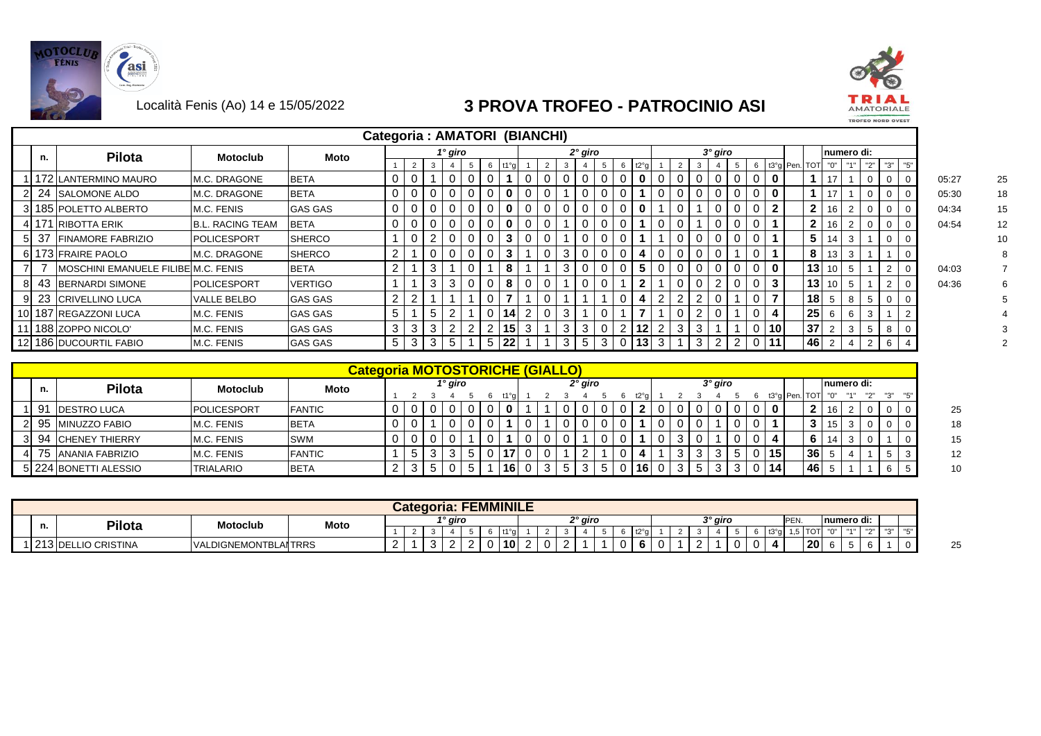Località Fenis (Ao) 14 e 15/05/2022

# 3 PROVA TROFEO - PATROCINIO ASI

## Categoria : AMATORI (BIANCHI)

| | n. | Pilota | Motoclub | Moto | 1° giro 1 | 2 | 3 | 4 | 5 | 6 | t1°g | 2° giro 1 | 2 | 3 | 4 | 5 | 6 | t2°g | 3° giro 1 | 2 | 3 | 4 | 5 | 6 | t3°g | Pen. | TOT | numero di: "0" | "1" | "2" | "3" | "5" | | |
|---|---|---|---|---|---|---|---|---|---|---|---|---|---|---|---|---|---|---|---|---|---|---|---|---|---|---|---|---|---|---|---|---|---|---|
| 1 | 172 | LANTERMINO MAURO | M.C. DRAGONE | BETA | 0 | 0 | 1 | 0 | 0 | 0 | **1** | 0 | 0 | 0 | 0 | 0 | 0 | **0** | 0 | 0 | 0 | 0 | 0 | 0 | **0** | | **1** | 17 | 1 | 0 | 0 | 0 | 05:27 | 25 |
| 2 | 24 | SALOMONE ALDO | M.C. DRAGONE | BETA | 0 | 0 | 0 | 0 | 0 | 0 | **0** | 0 | 0 | 1 | 0 | 0 | 0 | **1** | 0 | 0 | 0 | 0 | 0 | 0 | **0** | | **1** | 17 | 1 | 0 | 0 | 0 | 05:30 | 18 |
| 3 | 185 | POLETTO ALBERTO | M.C. FENIS | GAS GAS | 0 | 0 | 0 | 0 | 0 | 0 | **0** | 0 | 0 | 0 | 0 | 0 | 0 | **0** | 1 | 0 | 1 | 0 | 0 | 0 | **2** | | **2** | 16 | 2 | 0 | 0 | 0 | 04:34 | 15 |
| 4 | 171 | RIBOTTA ERIK | B.L. RACING TEAM | BETA | 0 | 0 | 0 | 0 | 0 | 0 | **0** | 0 | 0 | 1 | 0 | 0 | 0 | **1** | 0 | 0 | 1 | 0 | 0 | 0 | **1** | | **2** | 16 | 2 | 0 | 0 | 0 | 04:54 | 12 |
| 5 | 37 | FINAMORE FABRIZIO | POLICESPORT | SHERCO | 1 | 0 | 2 | 0 | 0 | 0 | **3** | 0 | 0 | 1 | 0 | 0 | 0 | **1** | 1 | 0 | 0 | 0 | 0 | 0 | **1** | | **5** | 14 | 3 | 1 | 0 | 0 | | 10 |
| 6 | 173 | FRAIRE PAOLO | M.C. DRAGONE | SHERCO | 2 | 1 | 0 | 0 | 0 | 0 | **3** | 1 | 0 | 3 | 0 | 0 | 0 | **4** | 0 | 0 | 0 | 0 | 1 | 0 | **1** | | **8** | 13 | 3 | 1 | 1 | 0 | | 8 |
| 7 | 7 | MOSCHINI EMANUELE FILIBE | M.C. FENIS | BETA | 2 | 1 | 3 | 1 | 0 | 1 | **8** | 1 | 1 | 3 | 0 | 0 | 0 | **5** | 0 | 0 | 0 | 0 | 0 | 0 | **0** | | **13** | 10 | 5 | 1 | 2 | 0 | 04:03 | 7 |
| 8 | 43 | BERNARDI SIMONE | POLICESPORT | VERTIGO | 1 | 1 | 3 | 3 | 0 | 0 | **8** | 0 | 0 | 1 | 0 | 0 | 1 | **2** | 1 | 0 | 0 | 2 | 0 | 0 | **3** | | **13** | 10 | 5 | 1 | 2 | 0 | 04:36 | 6 |
| 9 | 23 | CRIVELLINO LUCA | VALLE BELBO | GAS GAS | 2 | 2 | 1 | 1 | 1 | 0 | **7** | 1 | 0 | 1 | 1 | 1 | 0 | **4** | 2 | 2 | 2 | 0 | 1 | 0 | **7** | | **18** | 5 | 8 | 5 | 0 | 0 | | 5 |
| 10 | 187 | REGAZZONI LUCA | M.C. FENIS | GAS GAS | 5 | 1 | 5 | 2 | 1 | 0 | **14** | 2 | 0 | 3 | 1 | 0 | 1 | **7** | 1 | 0 | 2 | 0 | 1 | 0 | **4** | | **25** | 6 | 6 | 3 | 1 | 2 | | 4 |
| 11 | 188 | ZOPPO NICOLO' | M.C. FENIS | GAS GAS | 3 | 3 | 3 | 2 | 2 | 2 | **15** | 3 | 1 | 3 | 3 | 0 | 2 | **12** | 2 | 3 | 3 | 1 | 1 | 0 | **10** | | **37** | 2 | 3 | 5 | 8 | 0 | | 3 |
| 12 | 186 | DUCOURTIL FABIO | M.C. FENIS | GAS GAS | 5 | 3 | 3 | 5 | 1 | 5 | **22** | 1 | 1 | 3 | 5 | 3 | 0 | **13** | 3 | 1 | 3 | 2 | 2 | 0 | **11** | | **46** | 2 | 4 | 2 | 6 | 4 | | 2 |

## Categoria MOTOSTORICHE (GIALLO)

| | n. | Pilota | Motoclub | Moto | 1° giro 1 | 2 | 3 | 4 | 5 | 6 | t1°g | 2° giro 1 | 2 | 3 | 4 | 5 | 6 | t2°g | 3° giro 1 | 2 | 3 | 4 | 5 | 6 | t3°g | Pen. | TOT | numero di: "0" | "1" | "2" | "3" | "5" | |
|---|---|---|---|---|---|---|---|---|---|---|---|---|---|---|---|---|---|---|---|---|---|---|---|---|---|---|---|---|---|---|---|---|---|
| 1 | 91 | DESTRO LUCA | POLICESPORT | FANTIC | 0 | 0 | 0 | 0 | 0 | 0 | **0** | 1 | 1 | 0 | 0 | 0 | 0 | **2** | 0 | 0 | 0 | 0 | 0 | 0 | **0** | | **2** | 16 | 2 | 0 | 0 | 0 | 25 |
| 2 | 95 | MINUZZO FABIO | M.C. FENIS | BETA | 0 | 0 | 1 | 0 | 0 | 0 | **1** | 0 | 1 | 0 | 0 | 0 | 0 | **1** | 0 | 0 | 0 | 1 | 0 | 0 | **1** | | **3** | 15 | 3 | 0 | 0 | 0 | 18 |
| 3 | 94 | CHENEY THIERRY | M.C. FENIS | SWM | 0 | 0 | 0 | 0 | 1 | 0 | **1** | 0 | 0 | 0 | 1 | 0 | 0 | **1** | 0 | 3 | 0 | 1 | 0 | 0 | **4** | | **6** | 14 | 3 | 0 | 1 | 0 | 15 |
| 4 | 75 | ANANIA FABRIZIO | M.C. FENIS | FANTIC | 1 | 5 | 3 | 3 | 5 | 0 | **17** | 0 | 0 | 1 | 2 | 1 | 0 | **4** | 1 | 3 | 3 | 3 | 5 | 0 | **15** | | **36** | 5 | 4 | 1 | 5 | 3 | 12 |
| 5 | 224 | BONETTI ALESSIO | TRIALARIO | BETA | 2 | 3 | 5 | 0 | 5 | 1 | **16** | 0 | 3 | 5 | 3 | 5 | 0 | **16** | 0 | 3 | 5 | 3 | 3 | 0 | **14** | | **46** | 5 | 1 | 1 | 6 | 5 | 10 |

## Categoria: FEMMINILE

| | n. | Pilota | Motoclub | Moto | 1° giro 1 | 2 | 3 | 4 | 5 | 6 | t1°g | 2° giro 1 | 2 | 3 | 4 | 5 | 6 | t2°g | 3° giro 1 | 2 | 3 | 4 | 5 | 6 | t3°g | PEN. 1,5 | TOT | numero di: "0" | "1" | "2" | "3" | "5" | |
|---|---|---|---|---|---|---|---|---|---|---|---|---|---|---|---|---|---|---|---|---|---|---|---|---|---|---|---|---|---|---|---|---|---|
| 1 | 213 | DELLIO CRISTINA | VALDIGNEMONTBLANTRRS | | 2 | 1 | 3 | 2 | 2 | 0 | **10** | 2 | 0 | 2 | 1 | 1 | 0 | **6** | 0 | 1 | 2 | 1 | 0 | 0 | **4** | | **20** | 6 | 5 | 6 | 1 | 0 | 25 |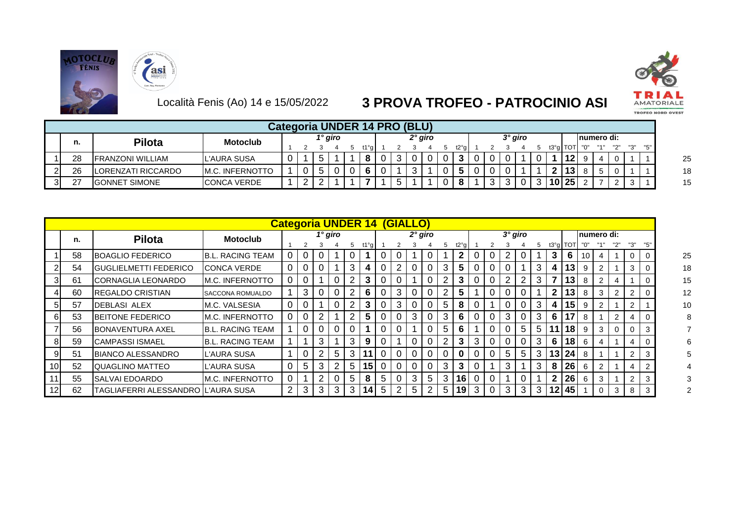Località Fenis (Ao) 14 e 15/05/2022

# 3 PROVA TROFEO - PATROCINIO ASI

## Categoria UNDER 14 PRO (BLU)

| | n. | Pilota | Motoclub | 1° giro | | | | | | 2° giro | | | | | | 3° giro | | | | | | | numero di: | | | | | |
|---|---|---|---|---|---|---|---|---|---|---|---|---|---|---|---|---|---|---|---|---|---|---|---|---|---|---|---|---|
| | | | | 1 | 2 | 3 | 4 | 5 | t1°g | 1 | 2 | 3 | 4 | 5 | t2°g | 1 | 2 | 3 | 4 | 5 | t3°g | TOT | "0" | "1" | "2" | "3" | "5" | |
| 1 | 28 | FRANZONI WILLIAM | L'AURA SUSA | 0 | 1 | 5 | 1 | 1 | 8 | 0 | 3 | 0 | 0 | 0 | 3 | 0 | 0 | 0 | 1 | 0 | 1 | 12 | 9 | 4 | 0 | 1 | 1 | 25 |
| 2 | 26 | LORENZATI RICCARDO | M.C. INFERNOTTO | 1 | 0 | 5 | 0 | 0 | 6 | 0 | 1 | 3 | 1 | 0 | 5 | 0 | 0 | 0 | 1 | 1 | 2 | 13 | 8 | 5 | 0 | 1 | 1 | 18 |
| 3 | 27 | GONNET SIMONE | CONCA VERDE | 1 | 2 | 2 | 1 | 1 | 7 | 1 | 5 | 1 | 1 | 0 | 8 | 1 | 3 | 3 | 0 | 3 | 10 | 25 | 2 | 7 | 2 | 3 | 1 | 15 |

## Categoria UNDER 14 (GIALLO)

| | n. | Pilota | Motoclub | 1° giro | | | | | | 2° giro | | | | | | 3° giro | | | | | | | numero di: | | | | | |
|---|---|---|---|---|---|---|---|---|---|---|---|---|---|---|---|---|---|---|---|---|---|---|---|---|---|---|---|---|
| | | | | 1 | 2 | 3 | 4 | 5 | t1°g | 1 | 2 | 3 | 4 | 5 | t2°g | 1 | 2 | 3 | 4 | 5 | t3°g | TOT | "0" | "1" | "2" | "3" | "5" | |
| 1 | 58 | BOAGLIO FEDERICO | B.L. RACING TEAM | 0 | 0 | 0 | 1 | 0 | 1 | 0 | 0 | 1 | 0 | 1 | 2 | 0 | 0 | 2 | 0 | 1 | 3 | 6 | 10 | 4 | 1 | 0 | 0 | 25 |
| 2 | 54 | GUGLIELMETTI FEDERICO | CONCA VERDE | 0 | 0 | 0 | 1 | 3 | 4 | 0 | 2 | 0 | 0 | 3 | 5 | 0 | 0 | 0 | 1 | 3 | 4 | 13 | 9 | 2 | 1 | 3 | 0 | 18 |
| 3 | 61 | CORNAGLIA LEONARDO | M.C. INFERNOTTO | 0 | 0 | 1 | 0 | 2 | 3 | 0 | 0 | 1 | 0 | 2 | 3 | 0 | 0 | 2 | 2 | 3 | 7 | 13 | 8 | 2 | 4 | 1 | 0 | 15 |
| 4 | 60 | REGALDO CRISTIAN | SACCONA ROMUALDO | 1 | 3 | 0 | 0 | 2 | 6 | 0 | 3 | 0 | 0 | 2 | 5 | 1 | 0 | 0 | 0 | 1 | 2 | 13 | 8 | 3 | 2 | 2 | 0 | 12 |
| 5 | 57 | DEBLASI ALEX | M.C. VALSESIA | 0 | 0 | 1 | 0 | 2 | 3 | 0 | 3 | 0 | 0 | 5 | 8 | 0 | 1 | 0 | 0 | 3 | 4 | 15 | 9 | 2 | 1 | 2 | 1 | 10 |
| 6 | 53 | BEITONE FEDERICO | M.C. INFERNOTTO | 0 | 0 | 2 | 1 | 2 | 5 | 0 | 0 | 3 | 0 | 3 | 6 | 0 | 0 | 3 | 0 | 3 | 6 | 17 | 8 | 1 | 2 | 4 | 0 | 8 |
| 7 | 56 | BONAVENTURA AXEL | B.L. RACING TEAM | 1 | 0 | 0 | 0 | 0 | 1 | 0 | 0 | 1 | 0 | 5 | 6 | 1 | 0 | 0 | 5 | 5 | 11 | 18 | 9 | 3 | 0 | 0 | 3 | 7 |
| 8 | 59 | CAMPASSI ISMAEL | B.L. RACING TEAM | 1 | 1 | 3 | 1 | 3 | 9 | 0 | 1 | 0 | 0 | 2 | 3 | 3 | 0 | 0 | 0 | 3 | 6 | 18 | 6 | 4 | 1 | 4 | 0 | 6 |
| 9 | 51 | BIANCO ALESSANDRO | L'AURA SUSA | 1 | 0 | 2 | 5 | 3 | 11 | 0 | 0 | 0 | 0 | 0 | 0 | 0 | 0 | 5 | 5 | 3 | 13 | 24 | 8 | 1 | 1 | 2 | 3 | 5 |
| 10 | 52 | QUAGLINO MATTEO | L'AURA SUSA | 0 | 5 | 3 | 2 | 5 | 15 | 0 | 0 | 0 | 0 | 3 | 3 | 0 | 1 | 3 | 1 | 3 | 8 | 26 | 6 | 2 | 1 | 4 | 2 | 4 |
| 11 | 55 | SALVAI EDOARDO | M.C. INFERNOTTO | 0 | 1 | 2 | 0 | 5 | 8 | 5 | 0 | 3 | 5 | 3 | 16 | 0 | 0 | 1 | 0 | 1 | 2 | 26 | 6 | 3 | 1 | 2 | 3 | 3 |
| 12 | 62 | TAGLIAFERRI ALESSANDRO | L'AURA SUSA | 2 | 3 | 3 | 3 | 3 | 14 | 5 | 2 | 5 | 2 | 5 | 19 | 3 | 0 | 3 | 3 | 3 | 12 | 45 | 1 | 0 | 3 | 8 | 3 | 2 |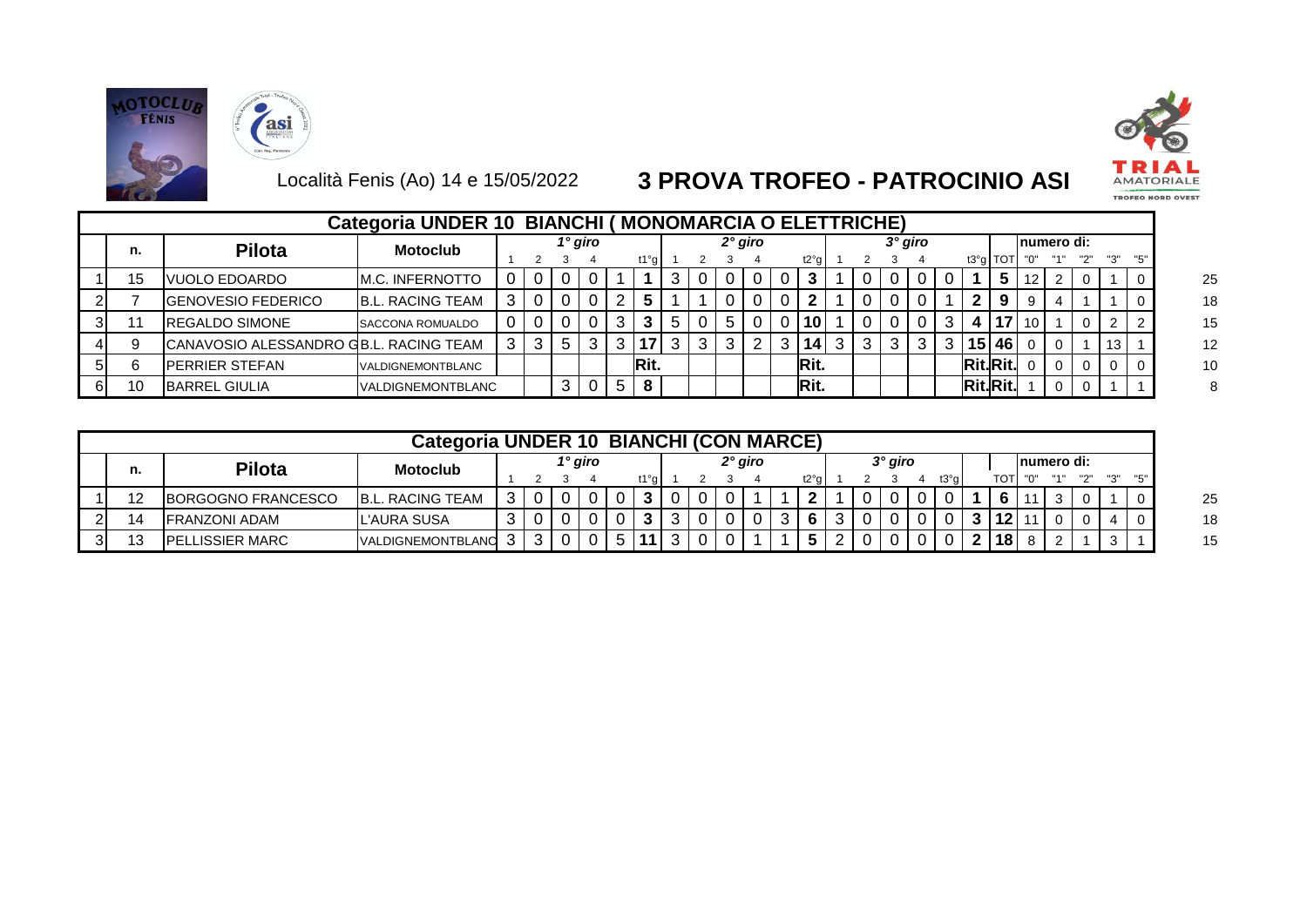Località Fenis (Ao) 14 e 15/05/2022

# 3 PROVA TROFEO - PATROCINIO ASI

## Categoria UNDER 10 BIANCHI ( MONOMARCIA O ELETTRICHE)

| | n. | Pilota | Motoclub | 1° giro 1 | 2 | 3 | 4 | | t1°g | 2° giro 1 | 2 | 3 | 4 | | t2°g | 3° giro 1 | 2 | 3 | 4 | | t3°g | TOT | numero di: "0" | "1" | "2" | "3" | "5" | |
|---|---|---|---|---|---|---|---|---|---|---|---|---|---|---|---|---|---|---|---|---|---|---|---|---|---|---|---|---|
| 1 | 15 | VUOLO EDOARDO | M.C. INFERNOTTO | 0 | 0 | 0 | 0 | 1 | 1 | 3 | 0 | 0 | 0 | 0 | 3 | 1 | 0 | 0 | 0 | 0 | 1 | 5 | 12 | 2 | 0 | 1 | 0 | 25 |
| 2 | 7 | GENOVESIO FEDERICO | B.L. RACING TEAM | 3 | 0 | 0 | 0 | 2 | 5 | 1 | 1 | 0 | 0 | 0 | 2 | 1 | 0 | 0 | 0 | 1 | 2 | 9 | 9 | 4 | 1 | 1 | 0 | 18 |
| 3 | 11 | REGALDO SIMONE | SACCONA ROMUALDO | 0 | 0 | 0 | 0 | 3 | 3 | 5 | 0 | 5 | 0 | 0 | 10 | 1 | 0 | 0 | 0 | 3 | 4 | 17 | 10 | 1 | 0 | 2 | 2 | 15 |
| 4 | 9 | CANAVOSIO ALESSANDRO G | B.L. RACING TEAM | 3 | 3 | 5 | 3 | 3 | 17 | 3 | 3 | 3 | 2 | 3 | 14 | 3 | 3 | 3 | 3 | 3 | 15 | 46 | 0 | 0 | 1 | 13 | 1 | 12 |
| 5 | 6 | PERRIER STEFAN | VALDIGNEMONTBLANC | | | | | | Rit. | | | | | | Rit. | | | | | | Rit. | Rit. | 0 | 0 | 0 | 0 | 0 | 10 |
| 6 | 10 | BARREL GIULIA | VALDIGNEMONTBLANC | | | 3 | 0 | 5 | 8 | | | | | | Rit. | | | | | | Rit. | Rit. | 1 | 0 | 0 | 1 | 1 | 8 |

## Categoria UNDER 10 BIANCHI (CON MARCE)

| | n. | Pilota | Motoclub | 1° giro 1 | 2 | 3 | 4 | | t1°g | 2° giro 1 | 2 | 3 | 4 | | t2°g | 3° giro 1 | 2 | 3 | 4 | t3°g | | TOT | numero di: "0" | "1" | "2" | "3" | "5" | |
|---|---|---|---|---|---|---|---|---|---|---|---|---|---|---|---|---|---|---|---|---|---|---|---|---|---|---|---|---|
| 1 | 12 | BORGOGNO FRANCESCO | B.L. RACING TEAM | 3 | 0 | 0 | 0 | 0 | 3 | 0 | 0 | 0 | 1 | 1 | 2 | 1 | 0 | 0 | 0 | 0 | 1 | 6 | 11 | 3 | 0 | 1 | 0 | 25 |
| 2 | 14 | FRANZONI ADAM | L'AURA SUSA | 3 | 0 | 0 | 0 | 0 | 3 | 3 | 0 | 0 | 0 | 3 | 6 | 3 | 0 | 0 | 0 | 0 | 3 | 12 | 11 | 0 | 0 | 4 | 0 | 18 |
| 3 | 13 | PELLISSIER MARC | VALDIGNEMONTBLANC | 3 | 3 | 0 | 0 | 5 | 11 | 3 | 0 | 0 | 1 | 1 | 5 | 2 | 0 | 0 | 0 | 0 | 2 | 18 | 8 | 2 | 1 | 3 | 1 | 15 |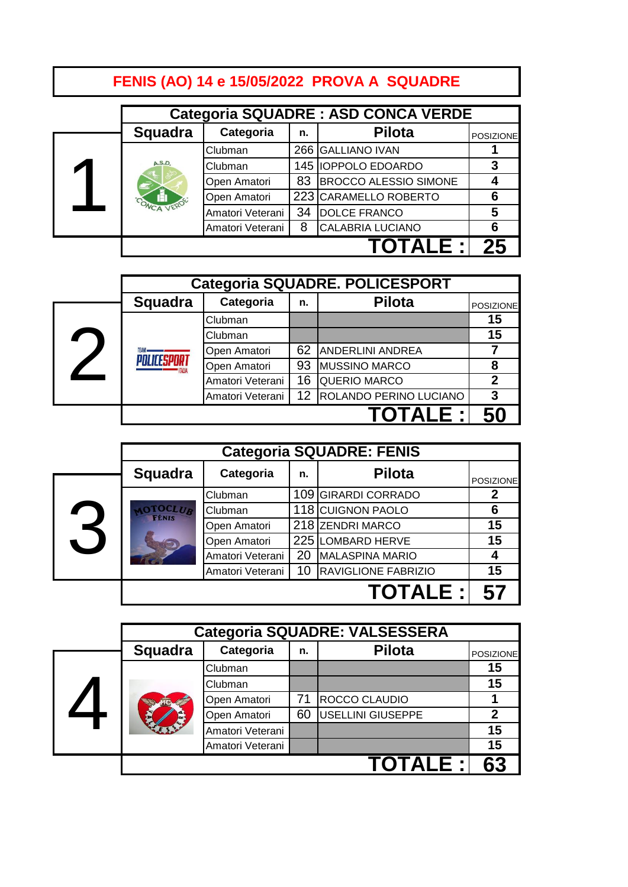# FENIS (AO) 14 e 15/05/2022 PROVA A SQUADRE

## 1

| Categoria SQUADRE : ASD CONCA VERDE | | | | |
|---|---|---|---|---|
| **Squadra** | **Categoria** | **n.** | **Pilota** | POSIZIONE |
| CONCA VERDE | Clubman | 266 | GALLIANO IVAN | 1 |
| | Clubman | 145 | IOPPOLO EDOARDO | 3 |
| | Open Amatori | 83 | BROCCO ALESSIO SIMONE | 4 |
| | Open Amatori | 223 | CARAMELLO ROBERTO | 6 |
| | Amatori Veterani | 34 | DOLCE FRANCO | 5 |
| | Amatori Veterani | 8 | CALABRIA LUCIANO | 6 |
| | | | **TOTALE :** | **25** |

## 2

| Categoria SQUADRE. POLICESPORT | | | | |
|---|---|---|---|---|
| **Squadra** | **Categoria** | **n.** | **Pilota** | POSIZIONE |
| POLICESPORT | Clubman | | | 15 |
| | Clubman | | | 15 |
| | Open Amatori | 62 | ANDERLINI ANDREA | 7 |
| | Open Amatori | 93 | MUSSINO MARCO | 8 |
| | Amatori Veterani | 16 | QUERIO MARCO | 2 |
| | Amatori Veterani | 12 | ROLANDO PERINO LUCIANO | 3 |
| | | | **TOTALE :** | **50** |

## 3

| Categoria SQUADRE: FENIS | | | | |
|---|---|---|---|---|
| **Squadra** | **Categoria** | **n.** | **Pilota** | POSIZIONE |
| MOTOCLUB FÉNIS | Clubman | 109 | GIRARDI CORRADO | 2 |
| | Clubman | 118 | CUIGNON PAOLO | 6 |
| | Open Amatori | 218 | ZENDRI MARCO | 15 |
| | Open Amatori | 225 | LOMBARD HERVE | 15 |
| | Amatori Veterani | 20 | MALASPINA MARIO | 4 |
| | Amatori Veterani | 10 | RAVIGLIONE FABRIZIO | 15 |
| | | | **TOTALE :** | **57** |

## 4

| Categoria SQUADRE: VALSESSERA | | | | |
|---|---|---|---|---|
| **Squadra** | **Categoria** | **n.** | **Pilota** | POSIZIONE |
| MC VALSESSERA | Clubman | | | 15 |
| | Clubman | | | 15 |
| | Open Amatori | 71 | ROCCO CLAUDIO | 1 |
| | Open Amatori | 60 | USELLINI GIUSEPPE | 2 |
| | Amatori Veterani | | | 15 |
| | Amatori Veterani | | | 15 |
| | | | **TOTALE :** | **63** |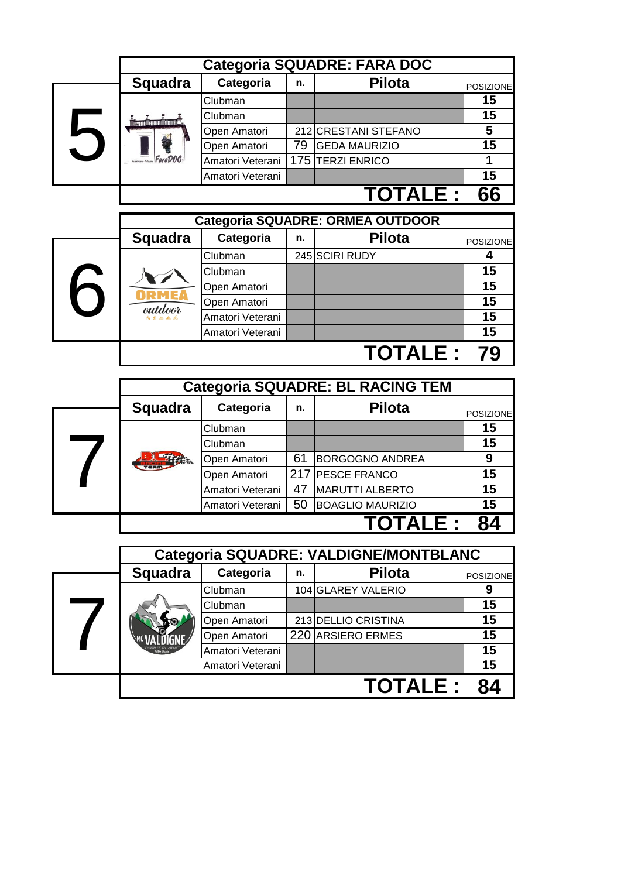## 5

| Categoria SQUADRE: FARA DOC | | | | |
|---|---|---|---|---|
| **Squadra** | **Categoria** | **n.** | **Pilota** | **POSIZIONE** |
| | Clubman | | | **15** |
| | Clubman | | | **15** |
| | Open Amatori | 212 | CRESTANI STEFANO | **5** |
| | Open Amatori | 79 | GEDA MAURIZIO | **15** |
| | Amatori Veterani | 175 | TERZI ENRICO | **1** |
| | Amatori Veterani | | | **15** |
| | | | **TOTALE :** | **66** |

## 6

| Categoria SQUADRE: ORMEA OUTDOOR | | | | |
|---|---|---|---|---|
| **Squadra** | **Categoria** | **n.** | **Pilota** | **POSIZIONE** |
| | Clubman | 245 | SCIRI RUDY | **4** |
| | Clubman | | | **15** |
| | Open Amatori | | | **15** |
| | Open Amatori | | | **15** |
| | Amatori Veterani | | | **15** |
| | Amatori Veterani | | | **15** |
| | | | **TOTALE :** | **79** |

## 7

| Categoria SQUADRE: BL RACING TEM | | | | |
|---|---|---|---|---|
| **Squadra** | **Categoria** | **n.** | **Pilota** | **POSIZIONE** |
| | Clubman | | | **15** |
| | Clubman | | | **15** |
| | Open Amatori | 61 | BORGOGNO ANDREA | **9** |
| | Open Amatori | 217 | PESCE FRANCO | **15** |
| | Amatori Veterani | 47 | MARUTTI ALBERTO | **15** |
| | Amatori Veterani | 50 | BOAGLIO MAURIZIO | **15** |
| | | | **TOTALE :** | **84** |

## 7

| Categoria SQUADRE: VALDIGNE/MONTBLANC | | | | |
|---|---|---|---|---|
| **Squadra** | **Categoria** | **n.** | **Pilota** | **POSIZIONE** |
| | Clubman | 104 | GLAREY VALERIO | **9** |
| | Clubman | | | **15** |
| | Open Amatori | 213 | DELLIO CRISTINA | **15** |
| | Open Amatori | 220 | ARSIERO ERMES | **15** |
| | Amatori Veterani | | | **15** |
| | Amatori Veterani | | | **15** |
| | | | **TOTALE :** | **84** |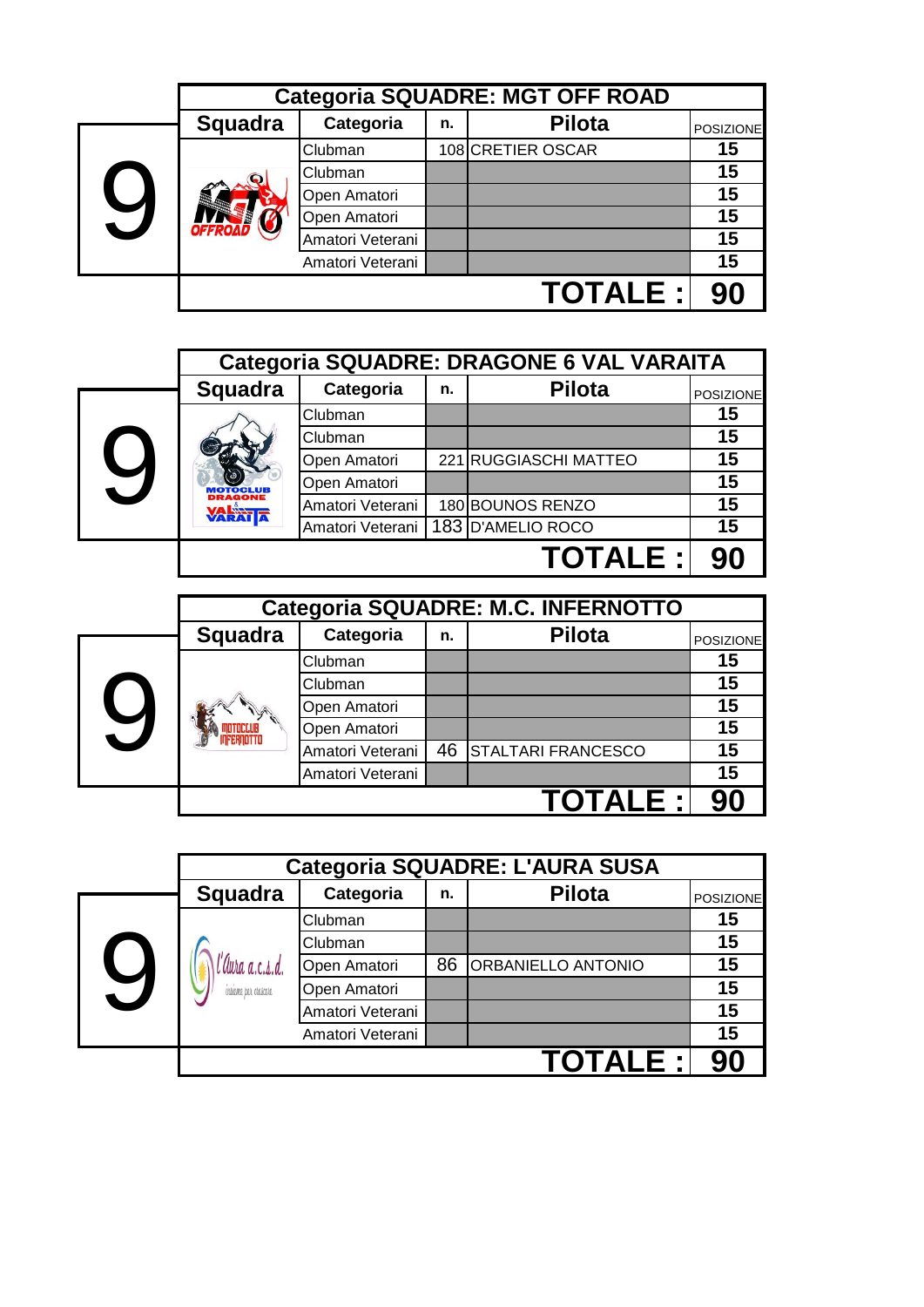| | Categoria SQUADRE: MGT OFF ROAD | | | | |
|---|---|---|---|---|---|
| | Squadra | Categoria | n. | Pilota | POSIZIONE |
| 9 | | Clubman | 108 | CRETIER OSCAR | 15 |
| | | Clubman | | | 15 |
| | | Open Amatori | | | 15 |
| | | Open Amatori | | | 15 |
| | | Amatori Veterani | | | 15 |
| | | Amatori Veterani | | | 15 |
| | | | | **TOTALE :** | **90** |

| | Categoria SQUADRE: DRAGONE 6 VAL VARAITA | | | | |
|---|---|---|---|---|---|
| | Squadra | Categoria | n. | Pilota | POSIZIONE |
| 9 | | Clubman | | | 15 |
| | | Clubman | | | 15 |
| | | Open Amatori | 221 | RUGGIASCHI MATTEO | 15 |
| | | Open Amatori | | | 15 |
| | | Amatori Veterani | 180 | BOUNOS RENZO | 15 |
| | | Amatori Veterani | 183 | D'AMELIO ROCO | 15 |
| | | | | **TOTALE :** | **90** |

| | Categoria SQUADRE: M.C. INFERNOTTO | | | | |
|---|---|---|---|---|---|
| | Squadra | Categoria | n. | Pilota | POSIZIONE |
| 9 | | Clubman | | | 15 |
| | | Clubman | | | 15 |
| | | Open Amatori | | | 15 |
| | | Open Amatori | | | 15 |
| | | Amatori Veterani | 46 | STALTARI FRANCESCO | 15 |
| | | Amatori Veterani | | | 15 |
| | | | | **TOTALE :** | **90** |

| | Categoria SQUADRE: L'AURA SUSA | | | | |
|---|---|---|---|---|---|
| | Squadra | Categoria | n. | Pilota | POSIZIONE |
| 9 | | Clubman | | | 15 |
| | | Clubman | | | 15 |
| | | Open Amatori | 86 | ORBANIELLO ANTONIO | 15 |
| | | Open Amatori | | | 15 |
| | | Amatori Veterani | | | 15 |
| | | Amatori Veterani | | | 15 |
| | | | | **TOTALE :** | **90** |